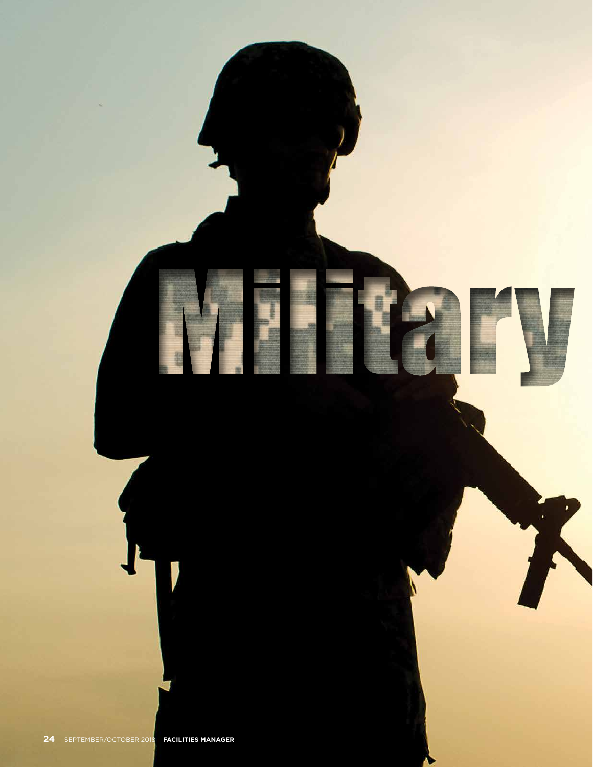# Military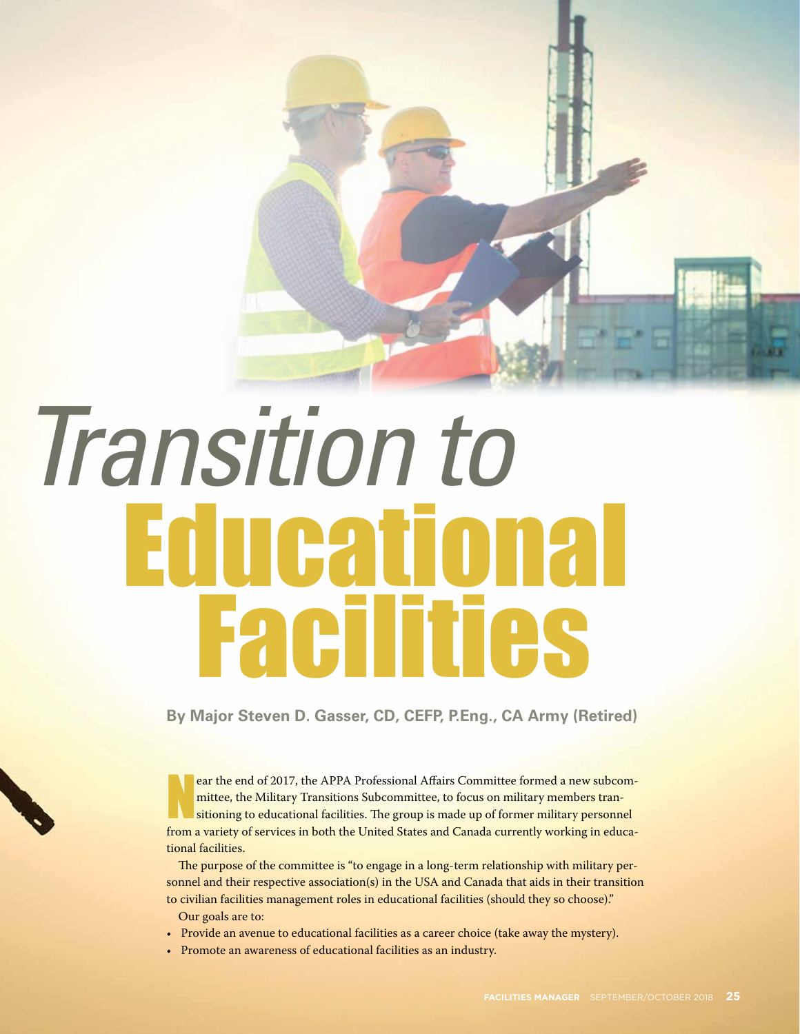# *Transition to* Educational Facilities

**By Major Steven D. Gasser, CD, CEFP, P.Eng., CA Army (Retired)**

Near the end of 2017, the APPA Professional Affairs Committee formed a new subcommittee, the Military Transitions Subcommittee, to focus on military members transitioning to educational facilities. The group is made up of former military personnel from a variety of services in both the United States and Canada currently working in educational facilities.

The purpose of the committee is "to engage in a long-term relationship with military personnel and their respective association(s) in the USA and Canada that aids in their transition to civilian facilities management roles in educational facilities (should they so choose)."

Our goals are to:

- Provide an avenue to educational facilities as a career choice (take away the mystery).
- Promote an awareness of educational facilities as an industry.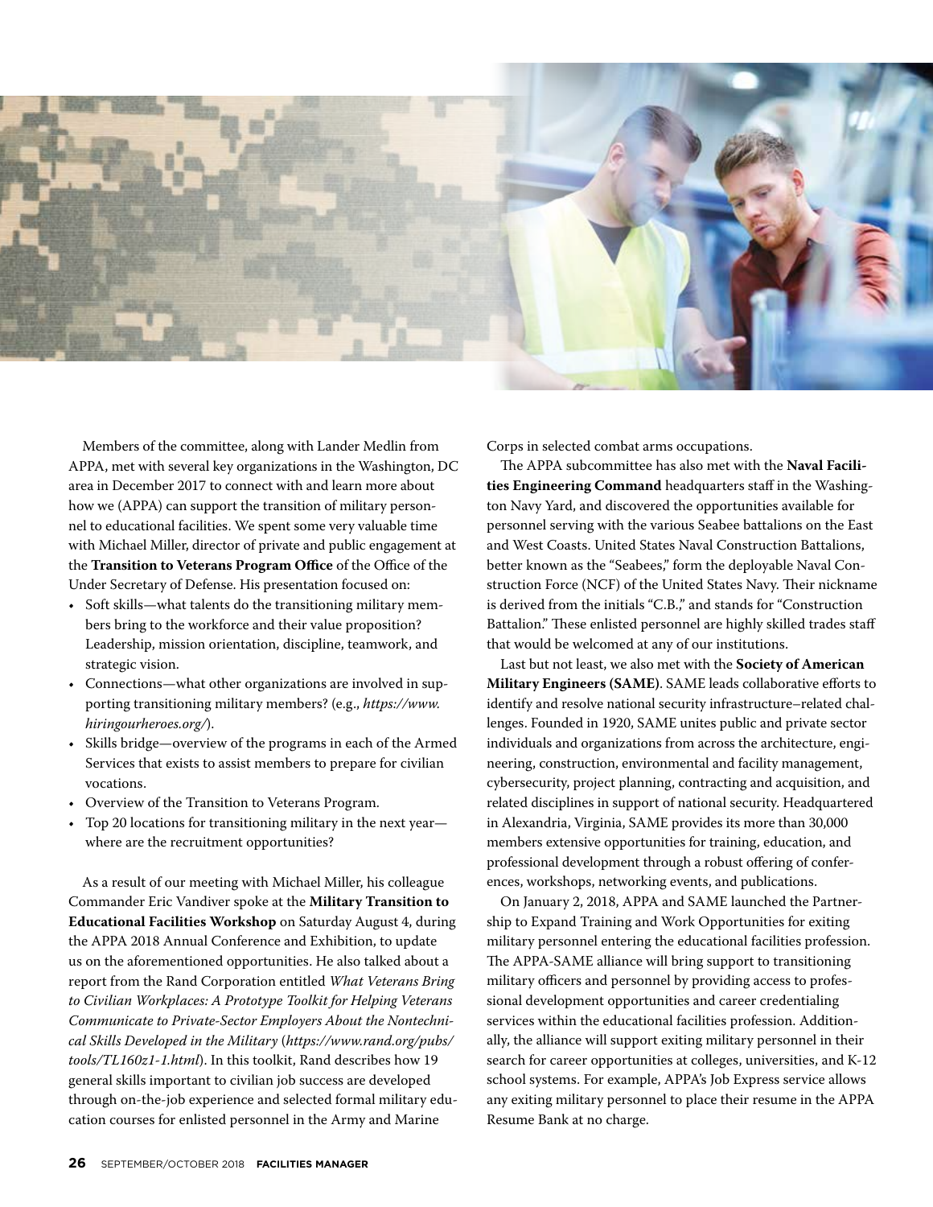Members of the committee, along with Lander Medlin from APPA, met with several key organizations in the Washington, DC area in December 2017 to connect with and learn more about how we (APPA) can support the transition of military personnel to educational facilities. We spent some very valuable time with Michael Miller, director of private and public engagement at the **Transition to Veterans Program Office** of the Office of the Under Secretary of Defense. His presentation focused on:

- Soft skills—what talents do the transitioning military members bring to the workforce and their value proposition? Leadership, mission orientation, discipline, teamwork, and strategic vision.
- Connections—what other organizations are involved in supporting transitioning military members? (e.g., *https://www.hiringourheroes.org/*).
- Skills bridge—overview of the programs in each of the Armed Services that exists to assist members to prepare for civilian vocations.
- Overview of the Transition to Veterans Program.
- Top 20 locations for transitioning military in the next year—where are the recruitment opportunities?

As a result of our meeting with Michael Miller, his colleague Commander Eric Vandiver spoke at the **Military Transition to Educational Facilities Workshop** on Saturday August 4, during the APPA 2018 Annual Conference and Exhibition, to update us on the aforementioned opportunities. He also talked about a report from the Rand Corporation entitled *What Veterans Bring to Civilian Workplaces: A Prototype Toolkit for Helping Veterans Communicate to Private-Sector Employers About the Nontechnical Skills Developed in the Military* (*https://www.rand.org/pubs/tools/TL160z1-1.html*). In this toolkit, Rand describes how 19 general skills important to civilian job success are developed through on-the-job experience and selected formal military education courses for enlisted personnel in the Army and Marine Corps in selected combat arms occupations.

The APPA subcommittee has also met with the **Naval Facilities Engineering Command** headquarters staff in the Washington Navy Yard, and discovered the opportunities available for personnel serving with the various Seabee battalions on the East and West Coasts. United States Naval Construction Battalions, better known as the "Seabees," form the deployable Naval Construction Force (NCF) of the United States Navy. Their nickname is derived from the initials "C.B.," and stands for "Construction Battalion." These enlisted personnel are highly skilled trades staff that would be welcomed at any of our institutions.

Last but not least, we also met with the **Society of American Military Engineers (SAME)**. SAME leads collaborative efforts to identify and resolve national security infrastructure–related challenges. Founded in 1920, SAME unites public and private sector individuals and organizations from across the architecture, engineering, construction, environmental and facility management, cybersecurity, project planning, contracting and acquisition, and related disciplines in support of national security. Headquartered in Alexandria, Virginia, SAME provides its more than 30,000 members extensive opportunities for training, education, and professional development through a robust offering of conferences, workshops, networking events, and publications.

On January 2, 2018, APPA and SAME launched the Partnership to Expand Training and Work Opportunities for exiting military personnel entering the educational facilities profession. The APPA-SAME alliance will bring support to transitioning military officers and personnel by providing access to professional development opportunities and career credentialing services within the educational facilities profession. Additionally, the alliance will support exiting military personnel in their search for career opportunities at colleges, universities, and K-12 school systems. For example, APPA's Job Express service allows any exiting military personnel to place their resume in the APPA Resume Bank at no charge.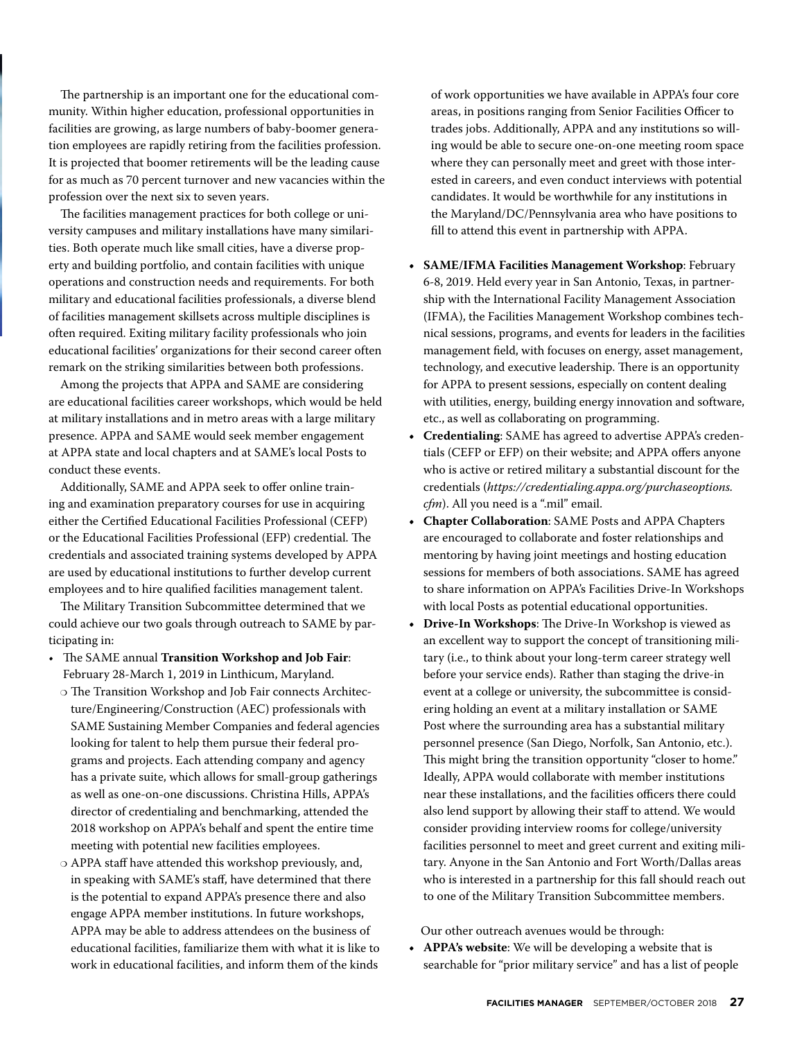The partnership is an important one for the educational community. Within higher education, professional opportunities in facilities are growing, as large numbers of baby-boomer generation employees are rapidly retiring from the facilities profession. It is projected that boomer retirements will be the leading cause for as much as 70 percent turnover and new vacancies within the profession over the next six to seven years.

The facilities management practices for both college or university campuses and military installations have many similarities. Both operate much like small cities, have a diverse property and building portfolio, and contain facilities with unique operations and construction needs and requirements. For both military and educational facilities professionals, a diverse blend of facilities management skillsets across multiple disciplines is often required. Exiting military facility professionals who join educational facilities' organizations for their second career often remark on the striking similarities between both professions.

Among the projects that APPA and SAME are considering are educational facilities career workshops, which would be held at military installations and in metro areas with a large military presence. APPA and SAME would seek member engagement at APPA state and local chapters and at SAME's local Posts to conduct these events.

Additionally, SAME and APPA seek to offer online training and examination preparatory courses for use in acquiring either the Certified Educational Facilities Professional (CEFP) or the Educational Facilities Professional (EFP) credential. The credentials and associated training systems developed by APPA are used by educational institutions to further develop current employees and to hire qualified facilities management talent.

The Military Transition Subcommittee determined that we could achieve our two goals through outreach to SAME by participating in:

- The SAME annual **Transition Workshop and Job Fair**: February 28-March 1, 2019 in Linthicum, Maryland.
  - The Transition Workshop and Job Fair connects Architecture/Engineering/Construction (AEC) professionals with SAME Sustaining Member Companies and federal agencies looking for talent to help them pursue their federal programs and projects. Each attending company and agency has a private suite, which allows for small-group gatherings as well as one-on-one discussions. Christina Hills, APPA's director of credentialing and benchmarking, attended the 2018 workshop on APPA's behalf and spent the entire time meeting with potential new facilities employees.
  - APPA staff have attended this workshop previously, and, in speaking with SAME's staff, have determined that there is the potential to expand APPA's presence there and also engage APPA member institutions. In future workshops, APPA may be able to address attendees on the business of educational facilities, familiarize them with what it is like to work in educational facilities, and inform them of the kinds of work opportunities we have available in APPA's four core areas, in positions ranging from Senior Facilities Officer to trades jobs. Additionally, APPA and any institutions so willing would be able to secure one-on-one meeting room space where they can personally meet and greet with those interested in careers, and even conduct interviews with potential candidates. It would be worthwhile for any institutions in the Maryland/DC/Pennsylvania area who have positions to fill to attend this event in partnership with APPA.
- **SAME/IFMA Facilities Management Workshop**: February 6-8, 2019. Held every year in San Antonio, Texas, in partnership with the International Facility Management Association (IFMA), the Facilities Management Workshop combines technical sessions, programs, and events for leaders in the facilities management field, with focuses on energy, asset management, technology, and executive leadership. There is an opportunity for APPA to present sessions, especially on content dealing with utilities, energy, building energy innovation and software, etc., as well as collaborating on programming.
- **Credentialing**: SAME has agreed to advertise APPA's credentials (CEFP or EFP) on their website; and APPA offers anyone who is active or retired military a substantial discount for the credentials (*https://credentialing.appa.org/purchaseoptions.cfm*). All you need is a ".mil" email.
- **Chapter Collaboration**: SAME Posts and APPA Chapters are encouraged to collaborate and foster relationships and mentoring by having joint meetings and hosting education sessions for members of both associations. SAME has agreed to share information on APPA's Facilities Drive-In Workshops with local Posts as potential educational opportunities.
- **Drive-In Workshops**: The Drive-In Workshop is viewed as an excellent way to support the concept of transitioning military (i.e., to think about your long-term career strategy well before your service ends). Rather than staging the drive-in event at a college or university, the subcommittee is considering holding an event at a military installation or SAME Post where the surrounding area has a substantial military personnel presence (San Diego, Norfolk, San Antonio, etc.). This might bring the transition opportunity "closer to home." Ideally, APPA would collaborate with member institutions near these installations, and the facilities officers there could also lend support by allowing their staff to attend. We would consider providing interview rooms for college/university facilities personnel to meet and greet current and exiting military. Anyone in the San Antonio and Fort Worth/Dallas areas who is interested in a partnership for this fall should reach out to one of the Military Transition Subcommittee members.

Our other outreach avenues would be through:

- **APPA's website**: We will be developing a website that is searchable for "prior military service" and has a list of people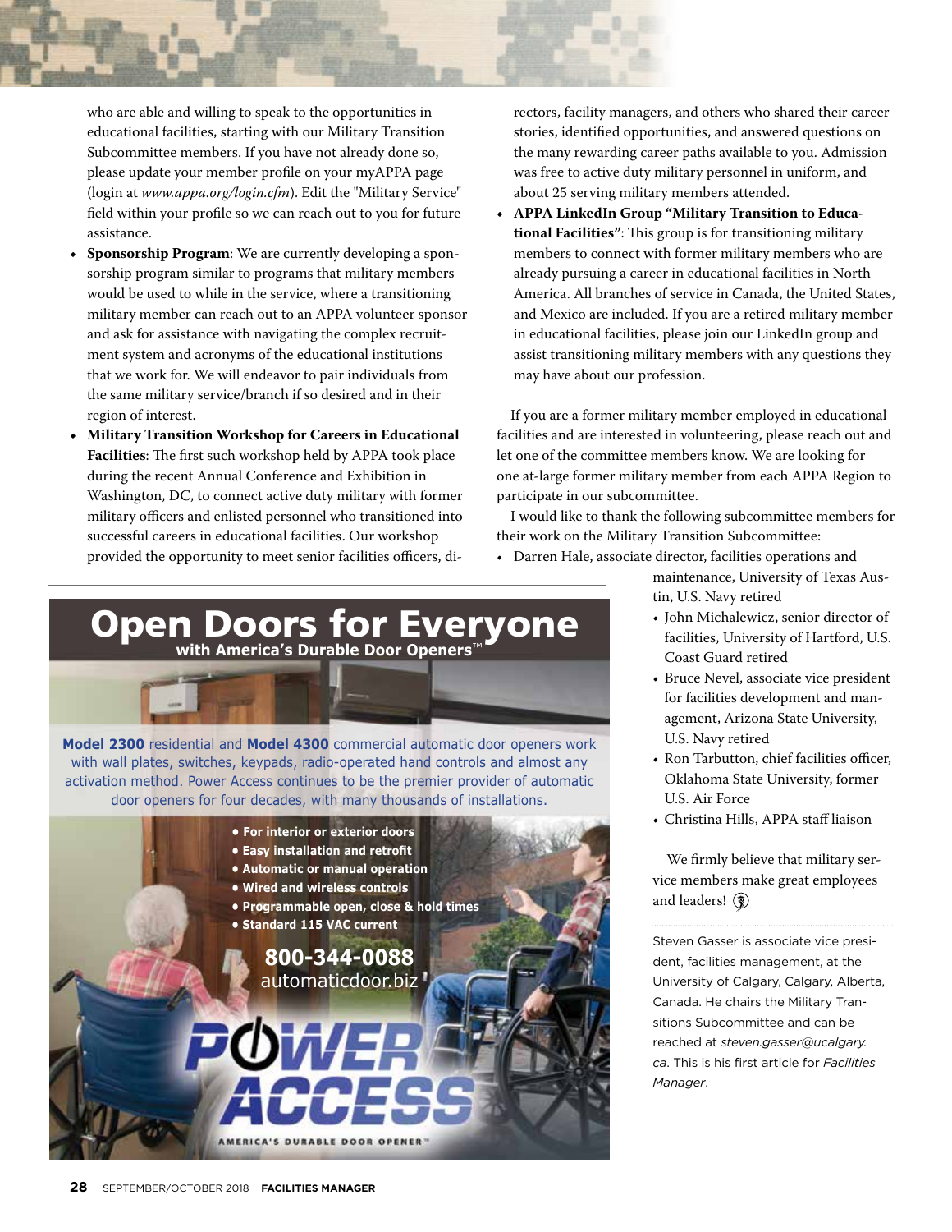who are able and willing to speak to the opportunities in educational facilities, starting with our Military Transition Subcommittee members. If you have not already done so, please update your member profile on your myAPPA page (login at *www.appa.org/login.cfm*). Edit the "Military Service" field within your profile so we can reach out to you for future assistance.

- **Sponsorship Program**: We are currently developing a sponsorship program similar to programs that military members would be used to while in the service, where a transitioning military member can reach out to an APPA volunteer sponsor and ask for assistance with navigating the complex recruitment system and acronyms of the educational institutions that we work for. We will endeavor to pair individuals from the same military service/branch if so desired and in their region of interest.
- **Military Transition Workshop for Careers in Educational Facilities**: The first such workshop held by APPA took place during the recent Annual Conference and Exhibition in Washington, DC, to connect active duty military with former military officers and enlisted personnel who transitioned into successful careers in educational facilities. Our workshop provided the opportunity to meet senior facilities officers, directors, facility managers, and others who shared their career stories, identified opportunities, and answered questions on the many rewarding career paths available to you. Admission was free to active duty military personnel in uniform, and about 25 serving military members attended.
- **APPA LinkedIn Group "Military Transition to Educational Facilities"**: This group is for transitioning military members to connect with former military members who are already pursuing a career in educational facilities in North America. All branches of service in Canada, the United States, and Mexico are included. If you are a retired military member in educational facilities, please join our LinkedIn group and assist transitioning military members with any questions they may have about our profession.

If you are a former military member employed in educational facilities and are interested in volunteering, please reach out and let one of the committee members know. We are looking for one at-large former military member from each APPA Region to participate in our subcommittee.

I would like to thank the following subcommittee members for their work on the Military Transition Subcommittee:

- Darren Hale, associate director, facilities operations and maintenance, University of Texas Austin, U.S. Navy retired
- John Michalewicz, senior director of facilities, University of Hartford, U.S. Coast Guard retired
- Bruce Nevel, associate vice president for facilities development and management, Arizona State University, U.S. Navy retired
- Ron Tarbutton, chief facilities officer, Oklahoma State University, former U.S. Air Force
- Christina Hills, APPA staff liaison

We firmly believe that military service members make great employees and leaders!

---

Steven Gasser is associate vice president, facilities management, at the University of Calgary, Calgary, Alberta, Canada. He chairs the Military Transitions Subcommittee and can be reached at *steven.gasser@ucalgary.ca*. This is his first article for *Facilities Manager*.

---

# Open Doors for Everyone

**with America's Durable Door Openers™**

**Model 2300** residential and **Model 4300** commercial automatic door openers work with wall plates, switches, keypads, radio-operated hand controls and almost any activation method. Power Access continues to be the premier provider of automatic door openers for four decades, with many thousands of installations.

- For interior or exterior doors
- Easy installation and retrofit
- Automatic or manual operation
- Wired and wireless controls
- Programmable open, close & hold times
- Standard 115 VAC current

**800-344-0088**
automaticdoor.biz

**POWER ACCESS**

AMERICA'S DURABLE DOOR OPENER™